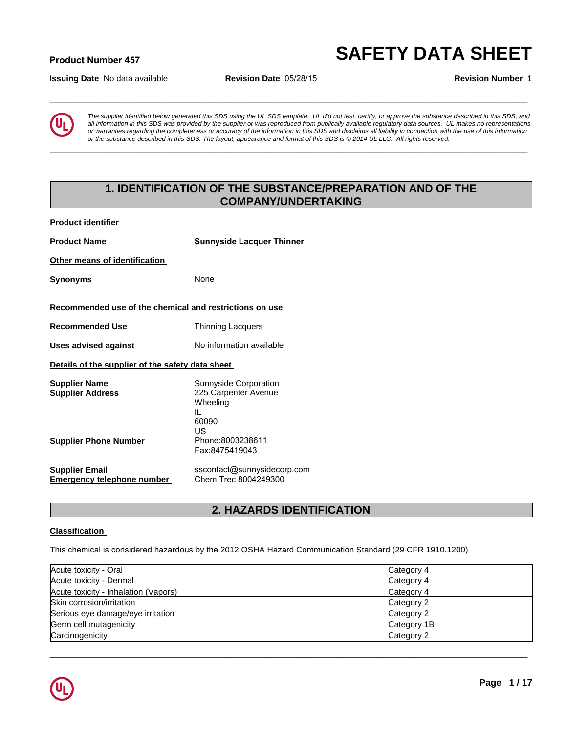**Product Number 457**

# SAFETY DATA SHEET

**Issuing Date** No data available **Revision Date** 05/28/15 **Revision Number** 1

*The supplier identified below generated this SDS using the UL SDS template. UL did not test, certify, or approve the substance described in this SDS, and all information in this SDS was provided by the supplier or was reproduced from publically available regulatory data sources. UL makes no representations or warranties regarding the completeness or accuracy of the information in this SDS and disclaims all liability in connection with the use of this information or the substance described in this SDS. The layout, appearance and format of this SDS is © 2014 UL LLC. All rights reserved.*

## 1. IDENTIFICATION OF THE SUBSTANCE/PREPARATION AND OF THE COMPANY/UNDERTAKING

**Product identifier**

**Product Name** **Sunnyside Lacquer Thinner**

**Other means of identification**

**Synonyms** None

**Recommended use of the chemical and restrictions on use**

**Recommended Use** Thinning Lacquers

**Uses advised against** No information available

**Details of the supplier of the safety data sheet**

**Supplier Name** Sunnyside Corporation
**Supplier Address** 225 Carpenter Avenue
Wheeling
IL
60090
US

**Supplier Phone Number** Phone:8003238611
Fax:8475419043

**Supplier Email** sscontact@sunnysidecorp.com
**Emergency telephone number** Chem Trec 8004249300

## 2. HAZARDS IDENTIFICATION

**Classification**

This chemical is considered hazardous by the 2012 OSHA Hazard Communication Standard (29 CFR 1910.1200)

| Hazard | Category |
|---|---|
| Acute toxicity - Oral | Category 4 |
| Acute toxicity - Dermal | Category 4 |
| Acute toxicity - Inhalation (Vapors) | Category 4 |
| Skin corrosion/irritation | Category 2 |
| Serious eye damage/eye irritation | Category 2 |
| Germ cell mutagenicity | Category 1B |
| Carcinogenicity | Category 2 |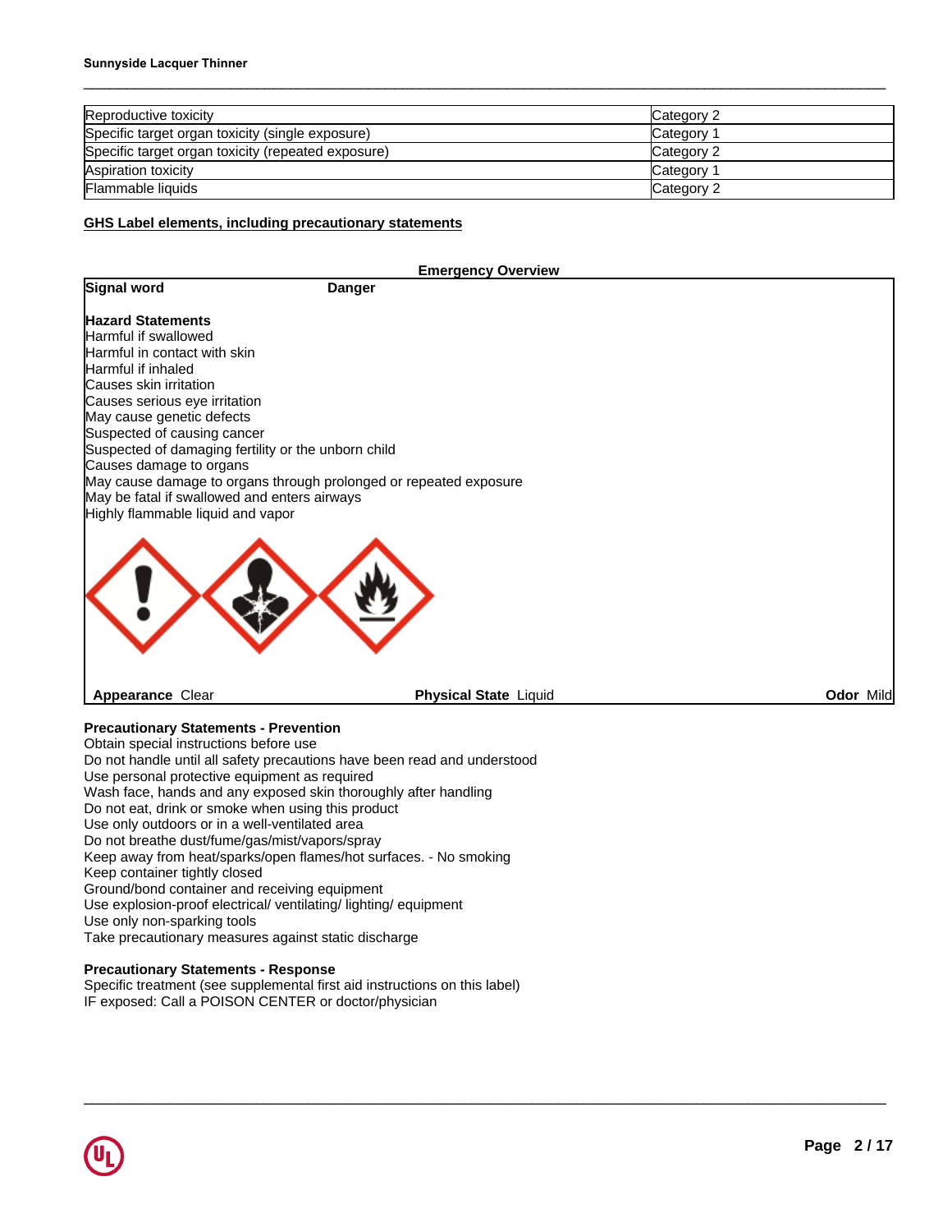| | |
|---|---|
| Reproductive toxicity | Category 2 |
| Specific target organ toxicity (single exposure) | Category 1 |
| Specific target organ toxicity (repeated exposure) | Category 2 |
| Aspiration toxicity | Category 1 |
| Flammable liquids | Category 2 |

## GHS Label elements, including precautionary statements

### Emergency Overview

**Signal word** **Danger**

**Hazard Statements**
Harmful if swallowed
Harmful in contact with skin
Harmful if inhaled
Causes skin irritation
Causes serious eye irritation
May cause genetic defects
Suspected of causing cancer
Suspected of damaging fertility or the unborn child
Causes damage to organs
May cause damage to organs through prolonged or repeated exposure
May be fatal if swallowed and enters airways
Highly flammable liquid and vapor

**Appearance** Clear **Physical State** Liquid **Odor** Mild

**Precautionary Statements - Prevention**
Obtain special instructions before use
Do not handle until all safety precautions have been read and understood
Use personal protective equipment as required
Wash face, hands and any exposed skin thoroughly after handling
Do not eat, drink or smoke when using this product
Use only outdoors or in a well-ventilated area
Do not breathe dust/fume/gas/mist/vapors/spray
Keep away from heat/sparks/open flames/hot surfaces. - No smoking
Keep container tightly closed
Ground/bond container and receiving equipment
Use explosion-proof electrical/ ventilating/ lighting/ equipment
Use only non-sparking tools
Take precautionary measures against static discharge

**Precautionary Statements - Response**
Specific treatment (see supplemental first aid instructions on this label)
IF exposed: Call a POISON CENTER or doctor/physician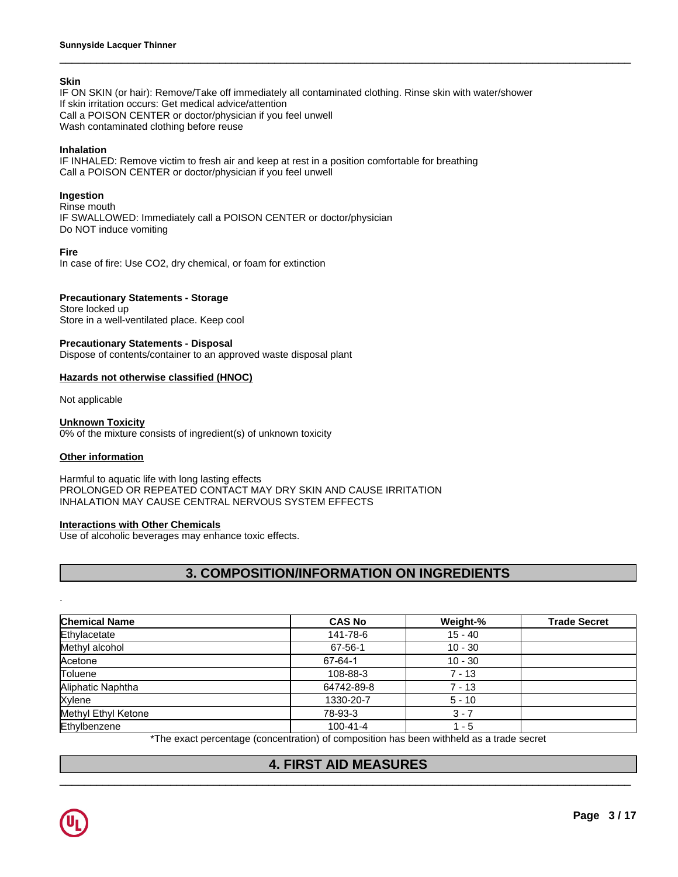**Skin**
IF ON SKIN (or hair): Remove/Take off immediately all contaminated clothing. Rinse skin with water/shower
If skin irritation occurs: Get medical advice/attention
Call a POISON CENTER or doctor/physician if you feel unwell
Wash contaminated clothing before reuse

**Inhalation**
IF INHALED: Remove victim to fresh air and keep at rest in a position comfortable for breathing
Call a POISON CENTER or doctor/physician if you feel unwell

**Ingestion**
Rinse mouth
IF SWALLOWED: Immediately call a POISON CENTER or doctor/physician
Do NOT induce vomiting

**Fire**
In case of fire: Use CO2, dry chemical, or foam for extinction

**Precautionary Statements - Storage**
Store locked up
Store in a well-ventilated place. Keep cool

**Precautionary Statements - Disposal**
Dispose of contents/container to an approved waste disposal plant

**Hazards not otherwise classified (HNOC)**

Not applicable

**Unknown Toxicity**
0% of the mixture consists of ingredient(s) of unknown toxicity

**Other information**

Harmful to aquatic life with long lasting effects
PROLONGED OR REPEATED CONTACT MAY DRY SKIN AND CAUSE IRRITATION
INHALATION MAY CAUSE CENTRAL NERVOUS SYSTEM EFFECTS

**Interactions with Other Chemicals**
Use of alcoholic beverages may enhance toxic effects.

## 3. COMPOSITION/INFORMATION ON INGREDIENTS

.

| Chemical Name | CAS No | Weight-% | Trade Secret |
|---|---|---|---|
| Ethylacetate | 141-78-6 | 15 - 40 | |
| Methyl alcohol | 67-56-1 | 10 - 30 | |
| Acetone | 67-64-1 | 10 - 30 | |
| Toluene | 108-88-3 | 7 - 13 | |
| Aliphatic Naphtha | 64742-89-8 | 7 - 13 | |
| Xylene | 1330-20-7 | 5 - 10 | |
| Methyl Ethyl Ketone | 78-93-3 | 3 - 7 | |
| Ethylbenzene | 100-41-4 | 1 - 5 | |

*The exact percentage (concentration) of composition has been withheld as a trade secret

## 4. FIRST AID MEASURES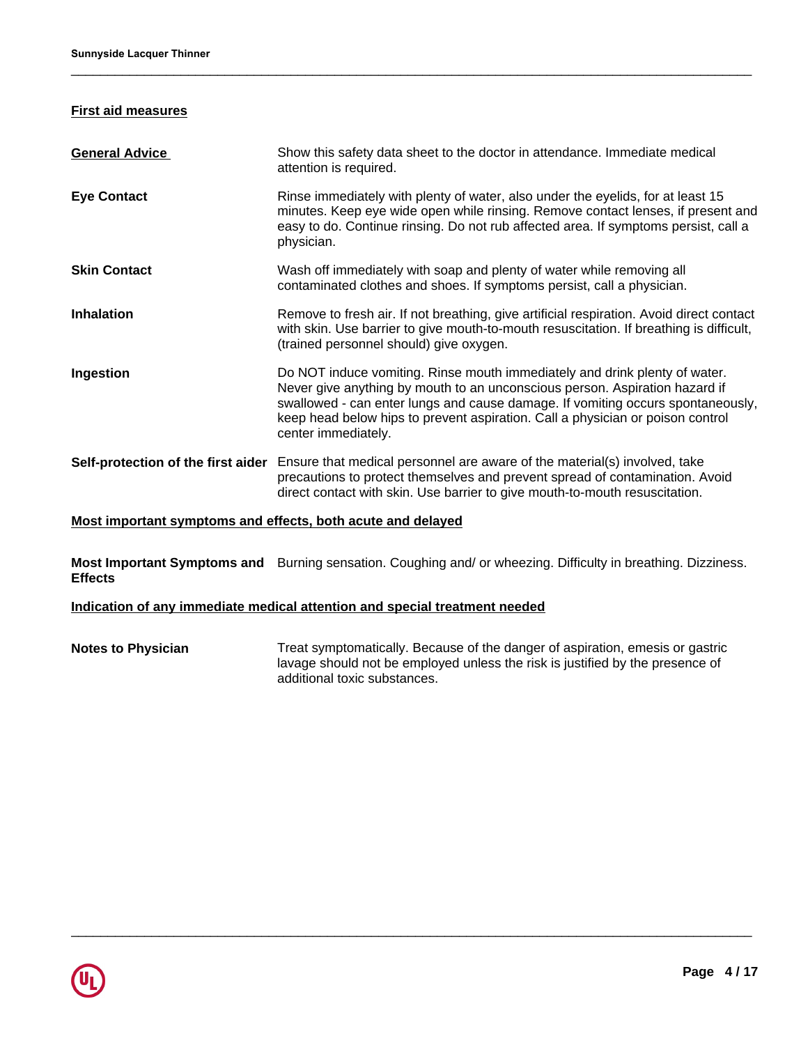## First aid measures

**General Advice** Show this safety data sheet to the doctor in attendance. Immediate medical attention is required.

**Eye Contact** Rinse immediately with plenty of water, also under the eyelids, for at least 15 minutes. Keep eye wide open while rinsing. Remove contact lenses, if present and easy to do. Continue rinsing. Do not rub affected area. If symptoms persist, call a physician.

**Skin Contact** Wash off immediately with soap and plenty of water while removing all contaminated clothes and shoes. If symptoms persist, call a physician.

**Inhalation** Remove to fresh air. If not breathing, give artificial respiration. Avoid direct contact with skin. Use barrier to give mouth-to-mouth resuscitation. If breathing is difficult, (trained personnel should) give oxygen.

**Ingestion** Do NOT induce vomiting. Rinse mouth immediately and drink plenty of water. Never give anything by mouth to an unconscious person. Aspiration hazard if swallowed - can enter lungs and cause damage. If vomiting occurs spontaneously, keep head below hips to prevent aspiration. Call a physician or poison control center immediately.

**Self-protection of the first aider** Ensure that medical personnel are aware of the material(s) involved, take precautions to protect themselves and prevent spread of contamination. Avoid direct contact with skin. Use barrier to give mouth-to-mouth resuscitation.

## Most important symptoms and effects, both acute and delayed

**Most Important Symptoms and Effects** Burning sensation. Coughing and/ or wheezing. Difficulty in breathing. Dizziness.

## Indication of any immediate medical attention and special treatment needed

**Notes to Physician** Treat symptomatically. Because of the danger of aspiration, emesis or gastric lavage should not be employed unless the risk is justified by the presence of additional toxic substances.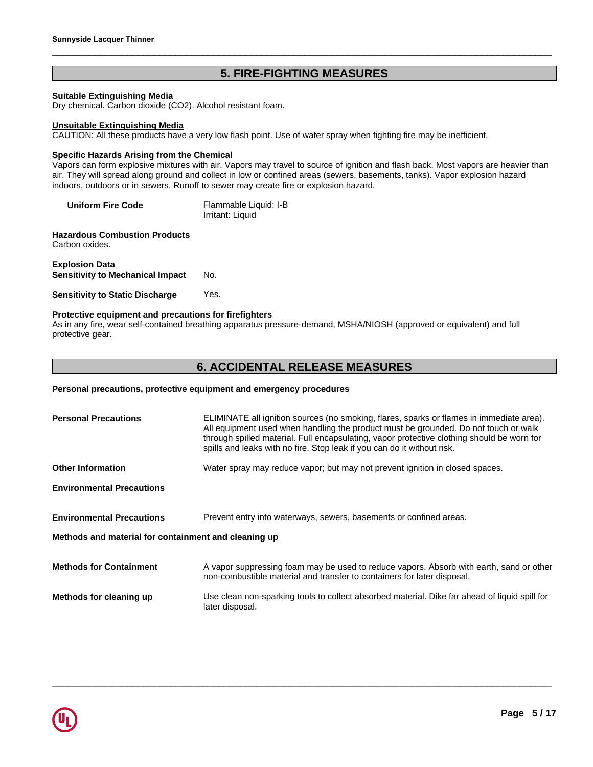## 5. FIRE-FIGHTING MEASURES

**Suitable Extinguishing Media**

Dry chemical. Carbon dioxide ($CO_2$). Alcohol resistant foam.

**Unsuitable Extinguishing Media**

CAUTION: All these products have a very low flash point. Use of water spray when fighting fire may be inefficient.

**Specific Hazards Arising from the Chemical**

Vapors can form explosive mixtures with air. Vapors may travel to source of ignition and flash back. Most vapors are heavier than air. They will spread along ground and collect in low or confined areas (sewers, basements, tanks). Vapor explosion hazard indoors, outdoors or in sewers. Runoff to sewer may create fire or explosion hazard.

**Uniform Fire Code** Flammable Liquid: I-B
Irritant: Liquid

**Hazardous Combustion Products**

Carbon oxides.

**Explosion Data**

**Sensitivity to Mechanical Impact** No.

**Sensitivity to Static Discharge** Yes.

**Protective equipment and precautions for firefighters**

As in any fire, wear self-contained breathing apparatus pressure-demand, MSHA/NIOSH (approved or equivalent) and full protective gear.

## 6. ACCIDENTAL RELEASE MEASURES

**Personal precautions, protective equipment and emergency procedures**

**Personal Precautions** ELIMINATE all ignition sources (no smoking, flares, sparks or flames in immediate area). All equipment used when handling the product must be grounded. Do not touch or walk through spilled material. Full encapsulating, vapor protective clothing should be worn for spills and leaks with no fire. Stop leak if you can do it without risk.

**Other Information** Water spray may reduce vapor; but may not prevent ignition in closed spaces.

**Environmental Precautions**

**Environmental Precautions** Prevent entry into waterways, sewers, basements or confined areas.

**Methods and material for containment and cleaning up**

**Methods for Containment** A vapor suppressing foam may be used to reduce vapors. Absorb with earth, sand or other non-combustible material and transfer to containers for later disposal.

**Methods for cleaning up** Use clean non-sparking tools to collect absorbed material. Dike far ahead of liquid spill for later disposal.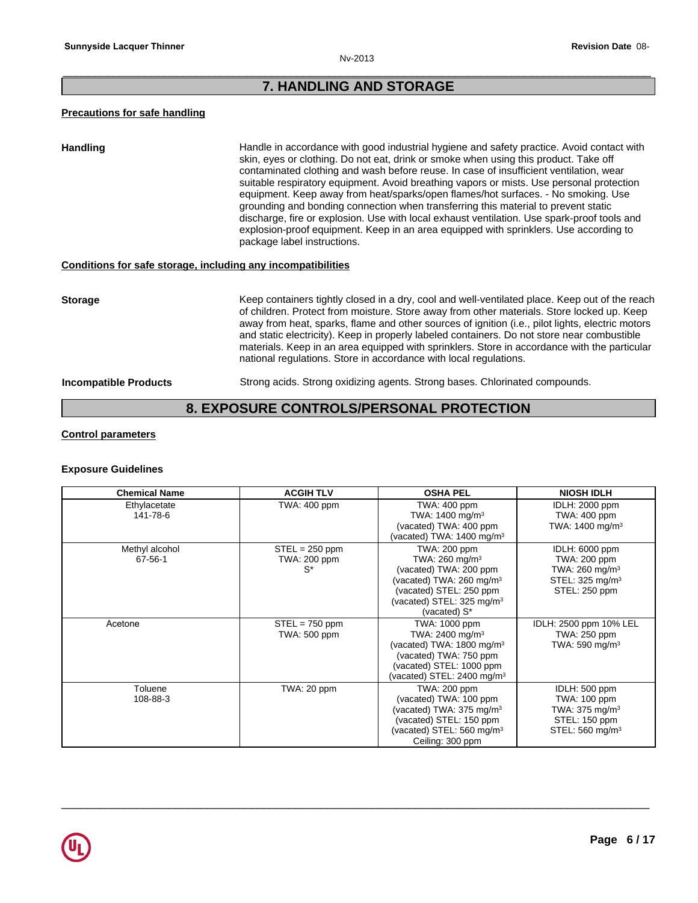# 7. HANDLING AND STORAGE

## Precautions for safe handling

**Handling**

Handle in accordance with good industrial hygiene and safety practice. Avoid contact with skin, eyes or clothing. Do not eat, drink or smoke when using this product. Take off contaminated clothing and wash before reuse. In case of insufficient ventilation, wear suitable respiratory equipment. Avoid breathing vapors or mists. Use personal protection equipment. Keep away from heat/sparks/open flames/hot surfaces. - No smoking. Use grounding and bonding connection when transferring this material to prevent static discharge, fire or explosion. Use with local exhaust ventilation. Use spark-proof tools and explosion-proof equipment. Keep in an area equipped with sprinklers. Use according to package label instructions.

## Conditions for safe storage, including any incompatibilities

**Storage**

Keep containers tightly closed in a dry, cool and well-ventilated place. Keep out of the reach of children. Protect from moisture. Store away from other materials. Store locked up. Keep away from heat, sparks, flame and other sources of ignition (i.e., pilot lights, electric motors and static electricity). Keep in properly labeled containers. Do not store near combustible materials. Keep in an area equipped with sprinklers. Store in accordance with the particular national regulations. Store in accordance with local regulations.

**Incompatible Products**

Strong acids. Strong oxidizing agents. Strong bases. Chlorinated compounds.

# 8. EXPOSURE CONTROLS/PERSONAL PROTECTION

## Control parameters

### Exposure Guidelines

| Chemical Name | ACGIH TLV | OSHA PEL | NIOSH IDLH |
|---|---|---|---|
| Ethylacetate<br>141-78-6 | TWA: 400 ppm | TWA: 400 ppm<br>TWA: 1400 mg/m³<br>(vacated) TWA: 400 ppm<br>(vacated) TWA: 1400 mg/m³ | IDLH: 2000 ppm<br>TWA: 400 ppm<br>TWA: 1400 mg/m³ |
| Methyl alcohol<br>67-56-1 | STEL = 250 ppm<br>TWA: 200 ppm<br>S* | TWA: 200 ppm<br>TWA: 260 mg/m³<br>(vacated) TWA: 200 ppm<br>(vacated) TWA: 260 mg/m³<br>(vacated) STEL: 250 ppm<br>(vacated) STEL: 325 mg/m³<br>(vacated) S* | IDLH: 6000 ppm<br>TWA: 200 ppm<br>TWA: 260 mg/m³<br>STEL: 325 mg/m³<br>STEL: 250 ppm |
| Acetone | STEL = 750 ppm<br>TWA: 500 ppm | TWA: 1000 ppm<br>TWA: 2400 mg/m³<br>(vacated) TWA: 1800 mg/m³<br>(vacated) TWA: 750 ppm<br>(vacated) STEL: 1000 ppm<br>(vacated) STEL: 2400 mg/m³ | IDLH: 2500 ppm 10% LEL<br>TWA: 250 ppm<br>TWA: 590 mg/m³ |
| Toluene<br>108-88-3 | TWA: 20 ppm | TWA: 200 ppm<br>(vacated) TWA: 100 ppm<br>(vacated) TWA: 375 mg/m³<br>(vacated) STEL: 150 ppm<br>(vacated) STEL: 560 mg/m³<br>Ceiling: 300 ppm | IDLH: 500 ppm<br>TWA: 100 ppm<br>TWA: 375 mg/m³<br>STEL: 150 ppm<br>STEL: 560 mg/m³ |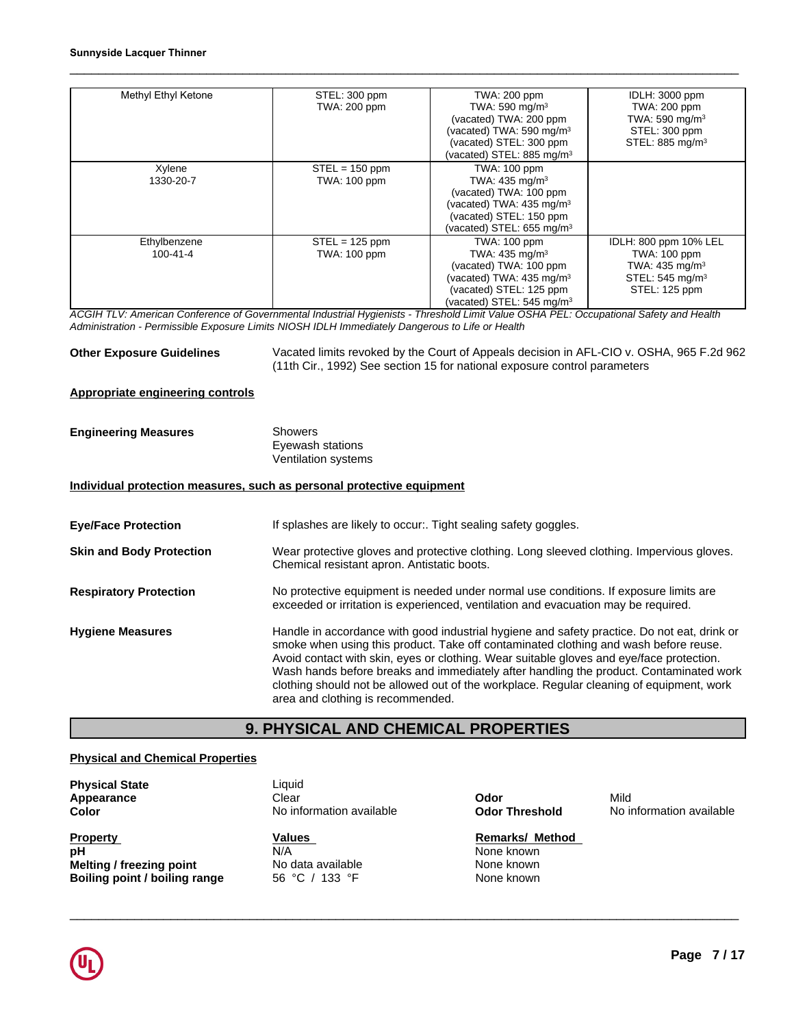| | | | |
|---|---|---|---|
| Methyl Ethyl Ketone | STEL: 300 ppm<br>TWA: 200 ppm | TWA: 200 ppm<br>TWA: 590 mg/m³<br>(vacated) TWA: 200 ppm<br>(vacated) TWA: 590 mg/m³<br>(vacated) STEL: 300 ppm<br>(vacated) STEL: 885 mg/m³ | IDLH: 3000 ppm<br>TWA: 200 ppm<br>TWA: 590 mg/m³<br>STEL: 300 ppm<br>STEL: 885 mg/m³ |
| Xylene<br>1330-20-7 | STEL = 150 ppm<br>TWA: 100 ppm | TWA: 100 ppm<br>TWA: 435 mg/m³<br>(vacated) TWA: 100 ppm<br>(vacated) TWA: 435 mg/m³<br>(vacated) STEL: 150 ppm<br>(vacated) STEL: 655 mg/m³ | |
| Ethylbenzene<br>100-41-4 | STEL = 125 ppm<br>TWA: 100 ppm | TWA: 100 ppm<br>TWA: 435 mg/m³<br>(vacated) TWA: 100 ppm<br>(vacated) TWA: 435 mg/m³<br>(vacated) STEL: 125 ppm<br>(vacated) STEL: 545 mg/m³ | IDLH: 800 ppm 10% LEL<br>TWA: 100 ppm<br>TWA: 435 mg/m³<br>STEL: 545 mg/m³<br>STEL: 125 ppm |

*ACGIH TLV: American Conference of Governmental Industrial Hygienists - Threshold Limit Value OSHA PEL: Occupational Safety and Health Administration - Permissible Exposure Limits NIOSH IDLH Immediately Dangerous to Life or Health*

**Other Exposure Guidelines** Vacated limits revoked by the Court of Appeals decision in AFL-CIO v. OSHA, 965 F.2d 962 (11th Cir., 1992) See section 15 for national exposure control parameters

**Appropriate engineering controls**

**Engineering Measures** Showers
Eyewash stations
Ventilation systems

**Individual protection measures, such as personal protective equipment**

**Eye/Face Protection** If splashes are likely to occur:. Tight sealing safety goggles.

**Skin and Body Protection** Wear protective gloves and protective clothing. Long sleeved clothing. Impervious gloves. Chemical resistant apron. Antistatic boots.

**Respiratory Protection** No protective equipment is needed under normal use conditions. If exposure limits are exceeded or irritation is experienced, ventilation and evacuation may be required.

**Hygiene Measures** Handle in accordance with good industrial hygiene and safety practice. Do not eat, drink or smoke when using this product. Take off contaminated clothing and wash before reuse. Avoid contact with skin, eyes or clothing. Wear suitable gloves and eye/face protection. Wash hands before breaks and immediately after handling the product. Contaminated work clothing should not be allowed out of the workplace. Regular cleaning of equipment, work area and clothing is recommended.

## 9. PHYSICAL AND CHEMICAL PROPERTIES

**Physical and Chemical Properties**

**Physical State** Liquid
**Appearance** Clear
**Color** No information available
**Odor** Mild
**Odor Threshold** No information available

| Property | Values | Remarks/ Method |
|---|---|---|
| **pH** | N/A | None known |
| **Melting / freezing point** | No data available | None known |
| **Boiling point / boiling range** | 56 °C / 133 °F | None known |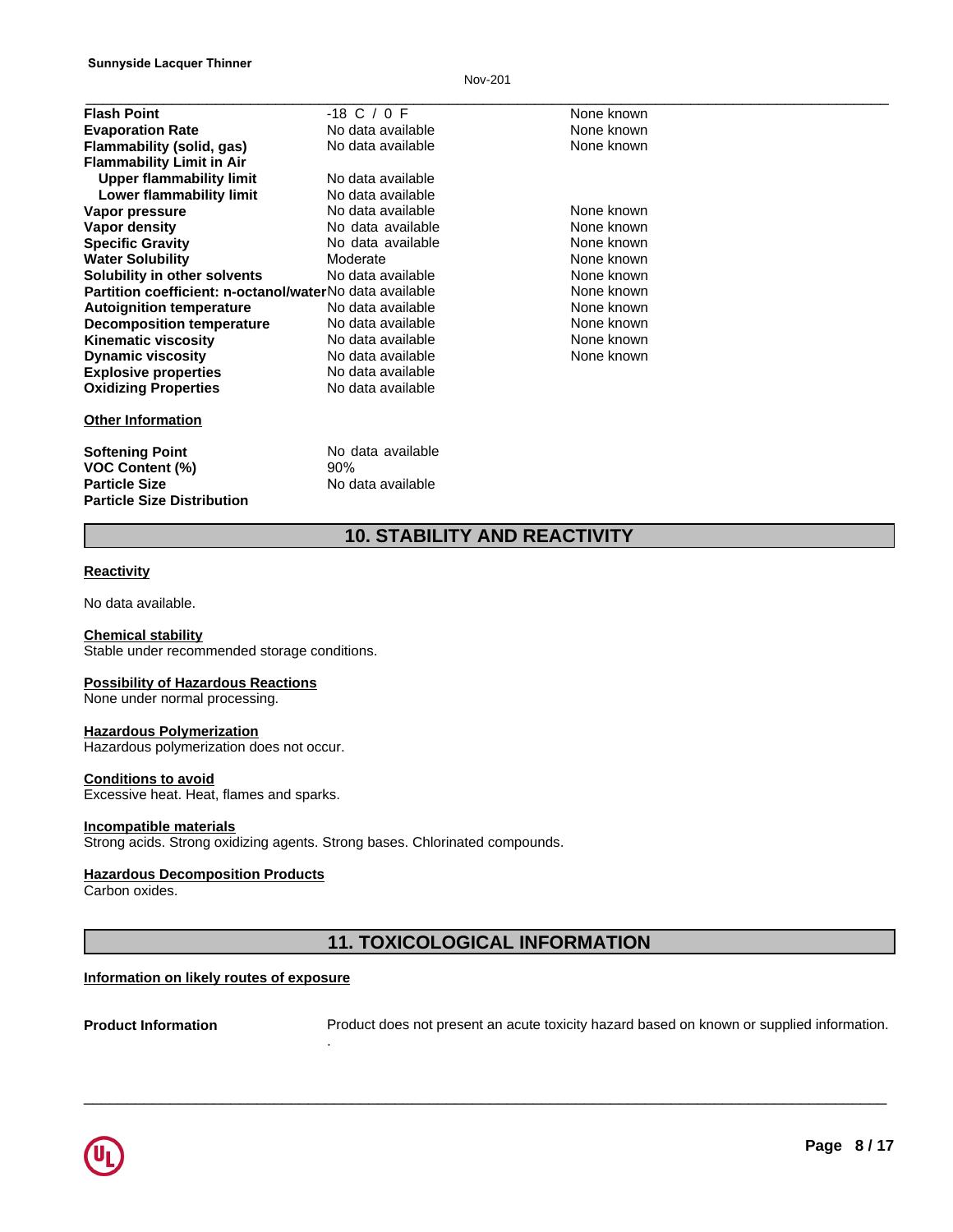| | | |
|---|---|---|
| **Flash Point** | -18 C / 0 F | None known |
| **Evaporation Rate** | No data available | None known |
| **Flammability (solid, gas)** | No data available | None known |
| **Flammability Limit in Air** | | |
| **Upper flammability limit** | No data available | |
| **Lower flammability limit** | No data available | |
| **Vapor pressure** | No data available | None known |
| **Vapor density** | No data available | None known |
| **Specific Gravity** | No data available | None known |
| **Water Solubility** | Moderate | None known |
| **Solubility in other solvents** | No data available | None known |
| **Partition coefficient: n-octanol/water** | No data available | None known |
| **Autoignition temperature** | No data available | None known |
| **Decomposition temperature** | No data available | None known |
| **Kinematic viscosity** | No data available | None known |
| **Dynamic viscosity** | No data available | None known |
| **Explosive properties** | No data available | |
| **Oxidizing Properties** | No data available | |

**Other Information**

| | |
|---|---|
| **Softening Point** | No data available |
| **VOC Content (%)** | 90% |
| **Particle Size** | No data available |
| **Particle Size Distribution** | |

## 10. STABILITY AND REACTIVITY

**Reactivity**

No data available.

**Chemical stability**
Stable under recommended storage conditions.

**Possibility of Hazardous Reactions**
None under normal processing.

**Hazardous Polymerization**
Hazardous polymerization does not occur.

**Conditions to avoid**
Excessive heat. Heat, flames and sparks.

**Incompatible materials**
Strong acids. Strong oxidizing agents. Strong bases. Chlorinated compounds.

**Hazardous Decomposition Products**
Carbon oxides.

## 11. TOXICOLOGICAL INFORMATION

**Information on likely routes of exposure**

**Product Information** Product does not present an acute toxicity hazard based on known or supplied information.
.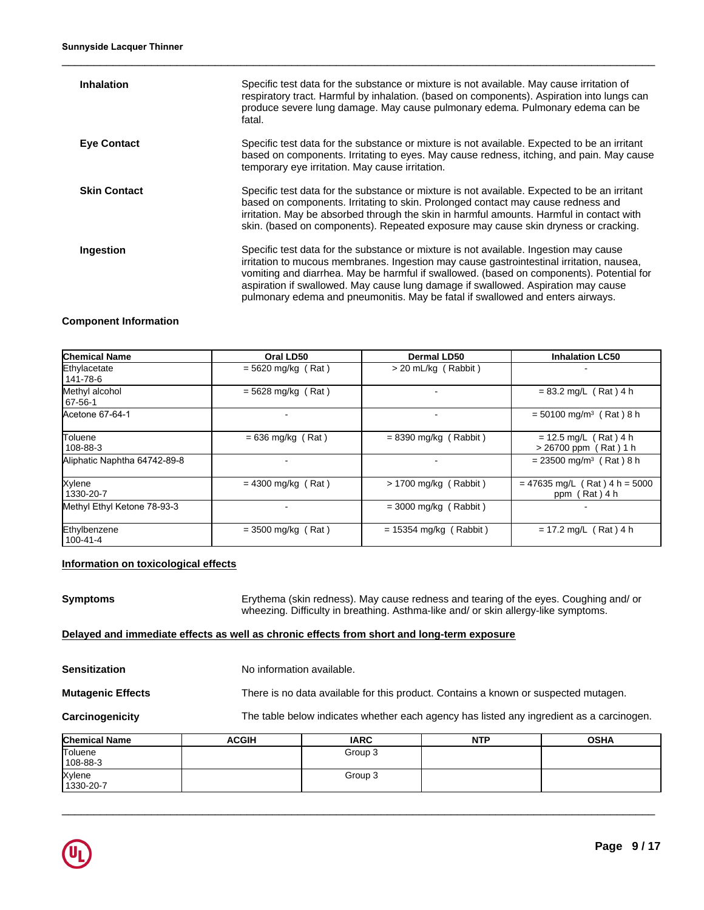**Inhalation** Specific test data for the substance or mixture is not available. May cause irritation of respiratory tract. Harmful by inhalation. (based on components). Aspiration into lungs can produce severe lung damage. May cause pulmonary edema. Pulmonary edema can be fatal.

**Eye Contact** Specific test data for the substance or mixture is not available. Expected to be an irritant based on components. Irritating to eyes. May cause redness, itching, and pain. May cause temporary eye irritation. May cause irritation.

**Skin Contact** Specific test data for the substance or mixture is not available. Expected to be an irritant based on components. Irritating to skin. Prolonged contact may cause redness and irritation. May be absorbed through the skin in harmful amounts. Harmful in contact with skin. (based on components). Repeated exposure may cause skin dryness or cracking.

**Ingestion** Specific test data for the substance or mixture is not available. Ingestion may cause irritation to mucous membranes. Ingestion may cause gastrointestinal irritation, nausea, vomiting and diarrhea. May be harmful if swallowed. (based on components). Potential for aspiration if swallowed. May cause lung damage if swallowed. Aspiration may cause pulmonary edema and pneumonitis. May be fatal if swallowed and enters airways.

**Component Information**

| Chemical Name | Oral LD50 | Dermal LD50 | Inhalation LC50 |
|---|---|---|---|
| Ethylacetate 141-78-6 | = 5620 mg/kg ( Rat ) | > 20 mL/kg ( Rabbit ) | - |
| Methyl alcohol 67-56-1 | = 5628 mg/kg ( Rat ) | - | = 83.2 mg/L ( Rat ) 4 h |
| Acetone 67-64-1 | - | - | = 50100 mg/m³ ( Rat ) 8 h |
| Toluene 108-88-3 | = 636 mg/kg ( Rat ) | = 8390 mg/kg ( Rabbit ) | = 12.5 mg/L ( Rat ) 4 h > 26700 ppm ( Rat ) 1 h |
| Aliphatic Naphtha 64742-89-8 | - | - | = 23500 mg/m³ ( Rat ) 8 h |
| Xylene 1330-20-7 | = 4300 mg/kg ( Rat ) | > 1700 mg/kg ( Rabbit ) | = 47635 mg/L ( Rat ) 4 h = 5000 ppm ( Rat ) 4 h |
| Methyl Ethyl Ketone 78-93-3 | - | = 3000 mg/kg ( Rabbit ) | - |
| Ethylbenzene 100-41-4 | = 3500 mg/kg ( Rat ) | = 15354 mg/kg ( Rabbit ) | = 17.2 mg/L ( Rat ) 4 h |

## Information on toxicological effects

**Symptoms** Erythema (skin redness). May cause redness and tearing of the eyes. Coughing and/ or wheezing. Difficulty in breathing. Asthma-like and/ or skin allergy-like symptoms.

## Delayed and immediate effects as well as chronic effects from short and long-term exposure

**Sensitization** No information available.

**Mutagenic Effects** There is no data available for this product. Contains a known or suspected mutagen.

**Carcinogenicity** The table below indicates whether each agency has listed any ingredient as a carcinogen.

| Chemical Name | ACGIH | IARC | NTP | OSHA |
|---|---|---|---|---|
| Toluene 108-88-3 | | Group 3 | | |
| Xylene 1330-20-7 | | Group 3 | | |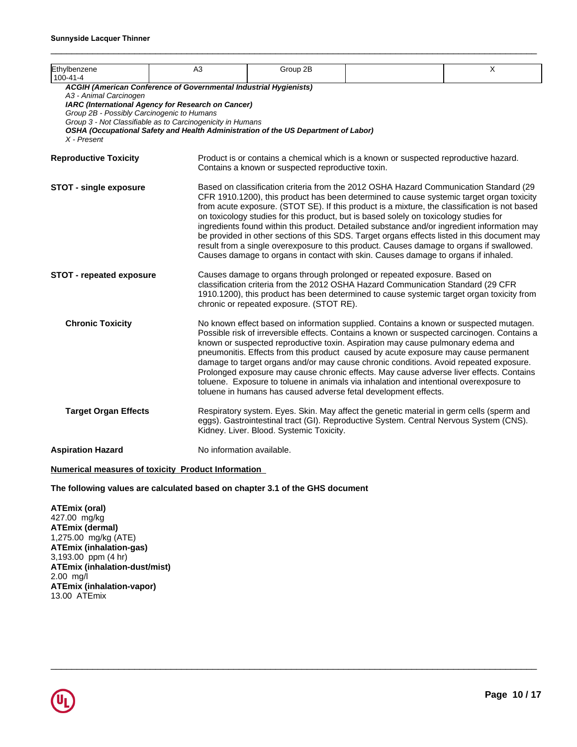| Ethylbenzene 100-41-4 | A3 | Group 2B | | X |
|---|---|---|---|---|

***ACGIH (American Conference of Governmental Industrial Hygienists)***
*A3 - Animal Carcinogen*
***IARC (International Agency for Research on Cancer)***
*Group 2B - Possibly Carcinogenic to Humans*
*Group 3 - Not Classifiable as to Carcinogenicity in Humans*
***OSHA (Occupational Safety and Health Administration of the US Department of Labor)***
*X - Present*

**Reproductive Toxicity**

Product is or contains a chemical which is a known or suspected reproductive hazard. Contains a known or suspected reproductive toxin.

**STOT - single exposure**

Based on classification criteria from the 2012 OSHA Hazard Communication Standard (29 CFR 1910.1200), this product has been determined to cause systemic target organ toxicity from acute exposure. (STOT SE). If this product is a mixture, the classification is not based on toxicology studies for this product, but is based solely on toxicology studies for ingredients found within this product. Detailed substance and/or ingredient information may be provided in other sections of this SDS. Target organs effects listed in this document may result from a single overexposure to this product. Causes damage to organs if swallowed. Causes damage to organs in contact with skin. Causes damage to organs if inhaled.

**STOT - repeated exposure**

Causes damage to organs through prolonged or repeated exposure. Based on classification criteria from the 2012 OSHA Hazard Communication Standard (29 CFR 1910.1200), this product has been determined to cause systemic target organ toxicity from chronic or repeated exposure. (STOT RE).

**Chronic Toxicity**

No known effect based on information supplied. Contains a known or suspected mutagen. Possible risk of irreversible effects. Contains a known or suspected carcinogen. Contains a known or suspected reproductive toxin. Aspiration may cause pulmonary edema and pneumonitis. Effects from this product caused by acute exposure may cause permanent damage to target organs and/or may cause chronic conditions. Avoid repeated exposure. Prolonged exposure may cause chronic effects. May cause adverse liver effects. Contains toluene. Exposure to toluene in animals via inhalation and intentional overexposure to toluene in humans has caused adverse fetal development effects.

**Target Organ Effects**

Respiratory system. Eyes. Skin. May affect the genetic material in germ cells (sperm and eggs). Gastrointestinal tract (GI). Reproductive System. Central Nervous System (CNS). Kidney. Liver. Blood. Systemic Toxicity.

**Aspiration Hazard**

No information available.

**Numerical measures of toxicity Product Information**

**The following values are calculated based on chapter 3.1 of the GHS document**

**ATEmix (oral)**
427.00 mg/kg
**ATEmix (dermal)**
1,275.00 mg/kg (ATE)
**ATEmix (inhalation-gas)**
3,193.00 ppm (4 hr)
**ATEmix (inhalation-dust/mist)**
2.00 mg/l
**ATEmix (inhalation-vapor)**
13.00 ATEmix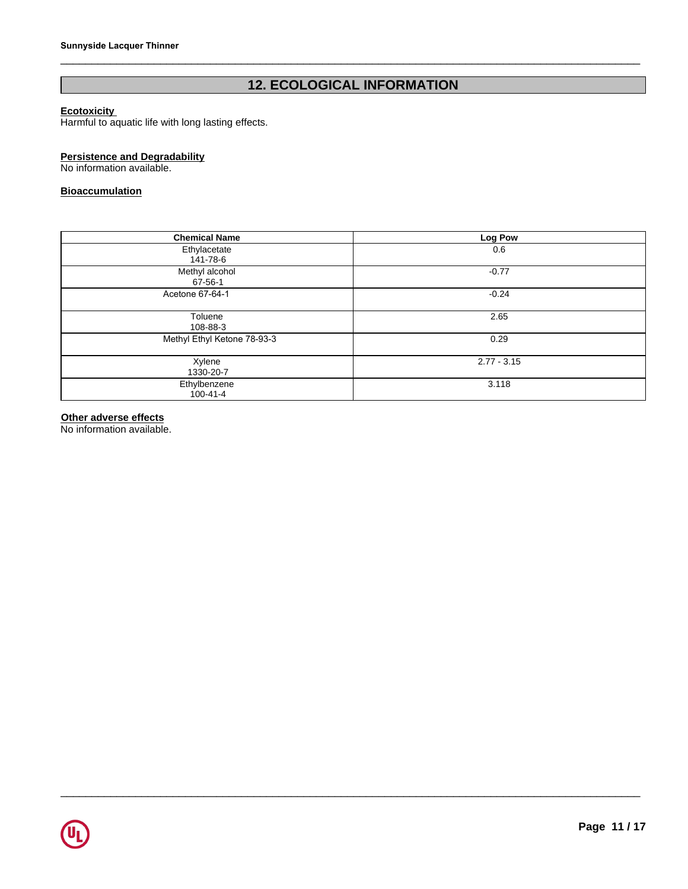## 12. ECOLOGICAL INFORMATION

**Ecotoxicity**

Harmful to aquatic life with long lasting effects.

**Persistence and Degradability**

No information available.

**Bioaccumulation**

| Chemical Name | Log Pow |
|---|---|
| Ethylacetate<br>141-78-6 | 0.6 |
| Methyl alcohol<br>67-56-1 | -0.77 |
| Acetone 67-64-1 | -0.24 |
| Toluene<br>108-88-3 | 2.65 |
| Methyl Ethyl Ketone 78-93-3 | 0.29 |
| Xylene<br>1330-20-7 | 2.77 - 3.15 |
| Ethylbenzene<br>100-41-4 | 3.118 |

**Other adverse effects**

No information available.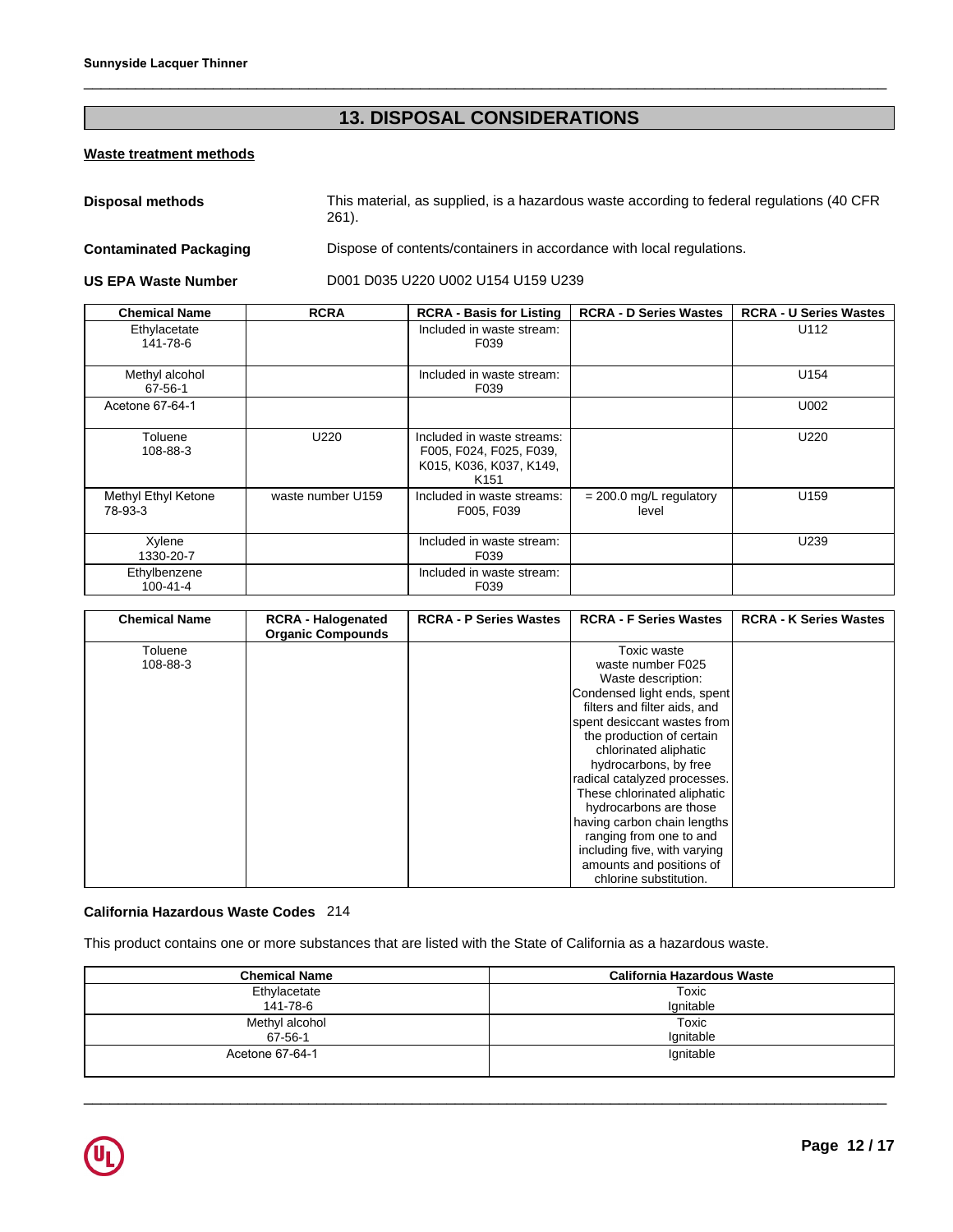## 13. DISPOSAL CONSIDERATIONS

### Waste treatment methods

**Disposal methods** This material, as supplied, is a hazardous waste according to federal regulations (40 CFR 261).

**Contaminated Packaging** Dispose of contents/containers in accordance with local regulations.

**US EPA Waste Number** D001 D035 U220 U002 U154 U159 U239

| Chemical Name | RCRA | RCRA - Basis for Listing | RCRA - D Series Wastes | RCRA - U Series Wastes |
|---|---|---|---|---|
| Ethylacetate 141-78-6 | | Included in waste stream: F039 | | U112 |
| Methyl alcohol 67-56-1 | | Included in waste stream: F039 | | U154 |
| Acetone 67-64-1 | | | | U002 |
| Toluene 108-88-3 | U220 | Included in waste streams: F005, F024, F025, F039, K015, K036, K037, K149, K151 | | U220 |
| Methyl Ethyl Ketone 78-93-3 | waste number U159 | Included in waste streams: F005, F039 | = 200.0 mg/L regulatory level | U159 |
| Xylene 1330-20-7 | | Included in waste stream: F039 | | U239 |
| Ethylbenzene 100-41-4 | | Included in waste stream: F039 | | |

| Chemical Name | RCRA - Halogenated Organic Compounds | RCRA - P Series Wastes | RCRA - F Series Wastes | RCRA - K Series Wastes |
|---|---|---|---|---|
| Toluene 108-88-3 | | | Toxic waste waste number F025 Waste description: Condensed light ends, spent filters and filter aids, and spent desiccant wastes from the production of certain chlorinated aliphatic hydrocarbons, by free radical catalyzed processes. These chlorinated aliphatic hydrocarbons are those having carbon chain lengths ranging from one to and including five, with varying amounts and positions of chlorine substitution. | |

**California Hazardous Waste Codes** 214

This product contains one or more substances that are listed with the State of California as a hazardous waste.

| Chemical Name | California Hazardous Waste |
|---|---|
| Ethylacetate 141-78-6 | Toxic Ignitable |
| Methyl alcohol 67-56-1 | Toxic Ignitable |
| Acetone 67-64-1 | Ignitable |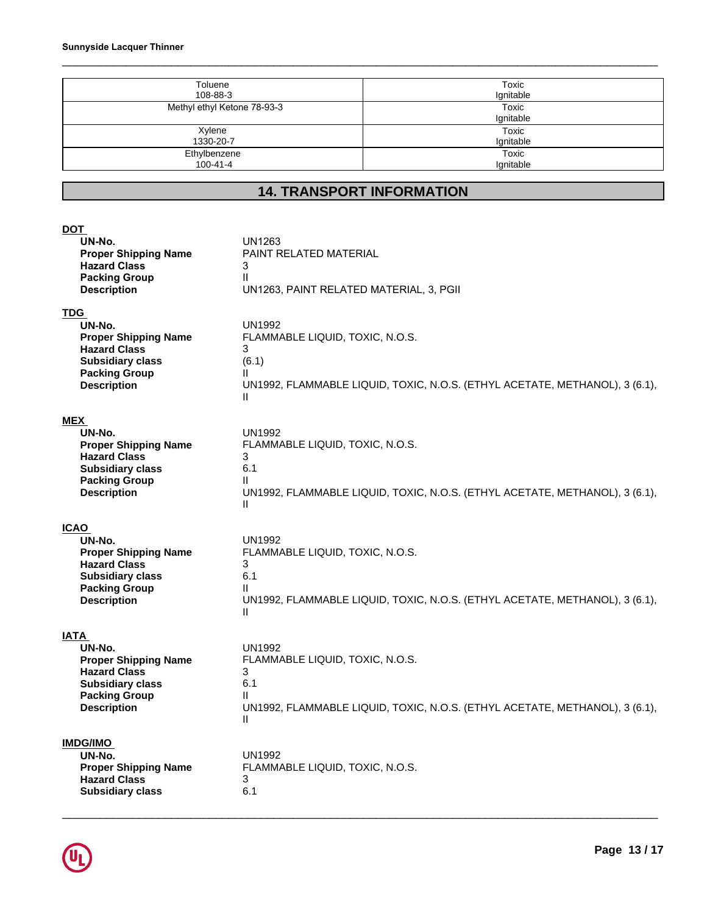| | |
|---|---|
| Toluene<br>108-88-3 | Toxic<br>Ignitable |
| Methyl ethyl Ketone 78-93-3 | Toxic<br>Ignitable |
| Xylene<br>1330-20-7 | Toxic<br>Ignitable |
| Ethylbenzene<br>100-41-4 | Toxic<br>Ignitable |

## 14. TRANSPORT INFORMATION

**DOT**

| | |
|---|---|
| **UN-No.** | UN1263 |
| **Proper Shipping Name** | PAINT RELATED MATERIAL |
| **Hazard Class** | 3 |
| **Packing Group** | II |
| **Description** | UN1263, PAINT RELATED MATERIAL, 3, PGII |

**TDG**

| | |
|---|---|
| **UN-No.** | UN1992 |
| **Proper Shipping Name** | FLAMMABLE LIQUID, TOXIC, N.O.S. |
| **Hazard Class** | 3 |
| **Subsidiary class** | (6.1) |
| **Packing Group** | II |
| **Description** | UN1992, FLAMMABLE LIQUID, TOXIC, N.O.S. (ETHYL ACETATE, METHANOL), 3 (6.1), II |

**MEX**

| | |
|---|---|
| **UN-No.** | UN1992 |
| **Proper Shipping Name** | FLAMMABLE LIQUID, TOXIC, N.O.S. |
| **Hazard Class** | 3 |
| **Subsidiary class** | 6.1 |
| **Packing Group** | II |
| **Description** | UN1992, FLAMMABLE LIQUID, TOXIC, N.O.S. (ETHYL ACETATE, METHANOL), 3 (6.1), II |

**ICAO**

| | |
|---|---|
| **UN-No.** | UN1992 |
| **Proper Shipping Name** | FLAMMABLE LIQUID, TOXIC, N.O.S. |
| **Hazard Class** | 3 |
| **Subsidiary class** | 6.1 |
| **Packing Group** | II |
| **Description** | UN1992, FLAMMABLE LIQUID, TOXIC, N.O.S. (ETHYL ACETATE, METHANOL), 3 (6.1), II |

**IATA**

| | |
|---|---|
| **UN-No.** | UN1992 |
| **Proper Shipping Name** | FLAMMABLE LIQUID, TOXIC, N.O.S. |
| **Hazard Class** | 3 |
| **Subsidiary class** | 6.1 |
| **Packing Group** | II |
| **Description** | UN1992, FLAMMABLE LIQUID, TOXIC, N.O.S. (ETHYL ACETATE, METHANOL), 3 (6.1), II |

**IMDG/IMO**

| | |
|---|---|
| **UN-No.** | UN1992 |
| **Proper Shipping Name** | FLAMMABLE LIQUID, TOXIC, N.O.S. |
| **Hazard Class** | 3 |
| **Subsidiary class** | 6.1 |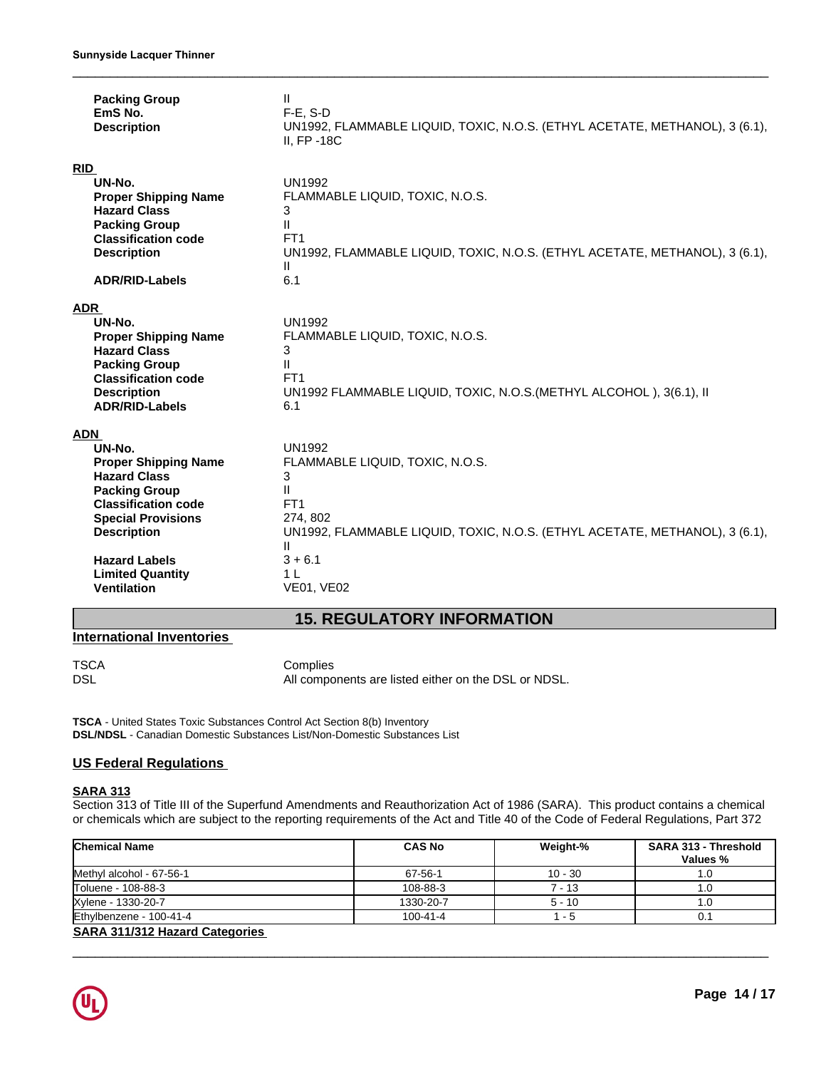| | |
|---|---|
| **Packing Group** | II |
| **EmS No.** | F-E, S-D |
| **Description** | UN1992, FLAMMABLE LIQUID, TOXIC, N.O.S. (ETHYL ACETATE, METHANOL), 3 (6.1), II, FP -18C |

**RID**

| | |
|---|---|
| **UN-No.** | UN1992 |
| **Proper Shipping Name** | FLAMMABLE LIQUID, TOXIC, N.O.S. |
| **Hazard Class** | 3 |
| **Packing Group** | II |
| **Classification code** | FT1 |
| **Description** | UN1992, FLAMMABLE LIQUID, TOXIC, N.O.S. (ETHYL ACETATE, METHANOL), 3 (6.1), II |
| **ADR/RID-Labels** | 6.1 |

**ADR**

| | |
|---|---|
| **UN-No.** | UN1992 |
| **Proper Shipping Name** | FLAMMABLE LIQUID, TOXIC, N.O.S. |
| **Hazard Class** | 3 |
| **Packing Group** | II |
| **Classification code** | FT1 |
| **Description** | UN1992 FLAMMABLE LIQUID, TOXIC, N.O.S.(METHYL ALCOHOL ), 3(6.1), II |
| **ADR/RID-Labels** | 6.1 |

**ADN**

| | |
|---|---|
| **UN-No.** | UN1992 |
| **Proper Shipping Name** | FLAMMABLE LIQUID, TOXIC, N.O.S. |
| **Hazard Class** | 3 |
| **Packing Group** | II |
| **Classification code** | FT1 |
| **Special Provisions** | 274, 802 |
| **Description** | UN1992, FLAMMABLE LIQUID, TOXIC, N.O.S. (ETHYL ACETATE, METHANOL), 3 (6.1), II |
| **Hazard Labels** | 3 + 6.1 |
| **Limited Quantity** | 1 L |
| **Ventilation** | VE01, VE02 |

## 15. REGULATORY INFORMATION

**International Inventories**

| | |
|---|---|
| TSCA | Complies |
| DSL | All components are listed either on the DSL or NDSL. |

**TSCA** - United States Toxic Substances Control Act Section 8(b) Inventory
**DSL/NDSL** - Canadian Domestic Substances List/Non-Domestic Substances List

**US Federal Regulations**

**SARA 313**
Section 313 of Title III of the Superfund Amendments and Reauthorization Act of 1986 (SARA). This product contains a chemical or chemicals which are subject to the reporting requirements of the Act and Title 40 of the Code of Federal Regulations, Part 372

| Chemical Name | CAS No | Weight-% | SARA 313 - Threshold Values % |
|---|---|---|---|
| Methyl alcohol - 67-56-1 | 67-56-1 | 10 - 30 | 1.0 |
| Toluene - 108-88-3 | 108-88-3 | 7 - 13 | 1.0 |
| Xylene - 1330-20-7 | 1330-20-7 | 5 - 10 | 1.0 |
| Ethylbenzene - 100-41-4 | 100-41-4 | 1 - 5 | 0.1 |

**SARA 311/312 Hazard Categories**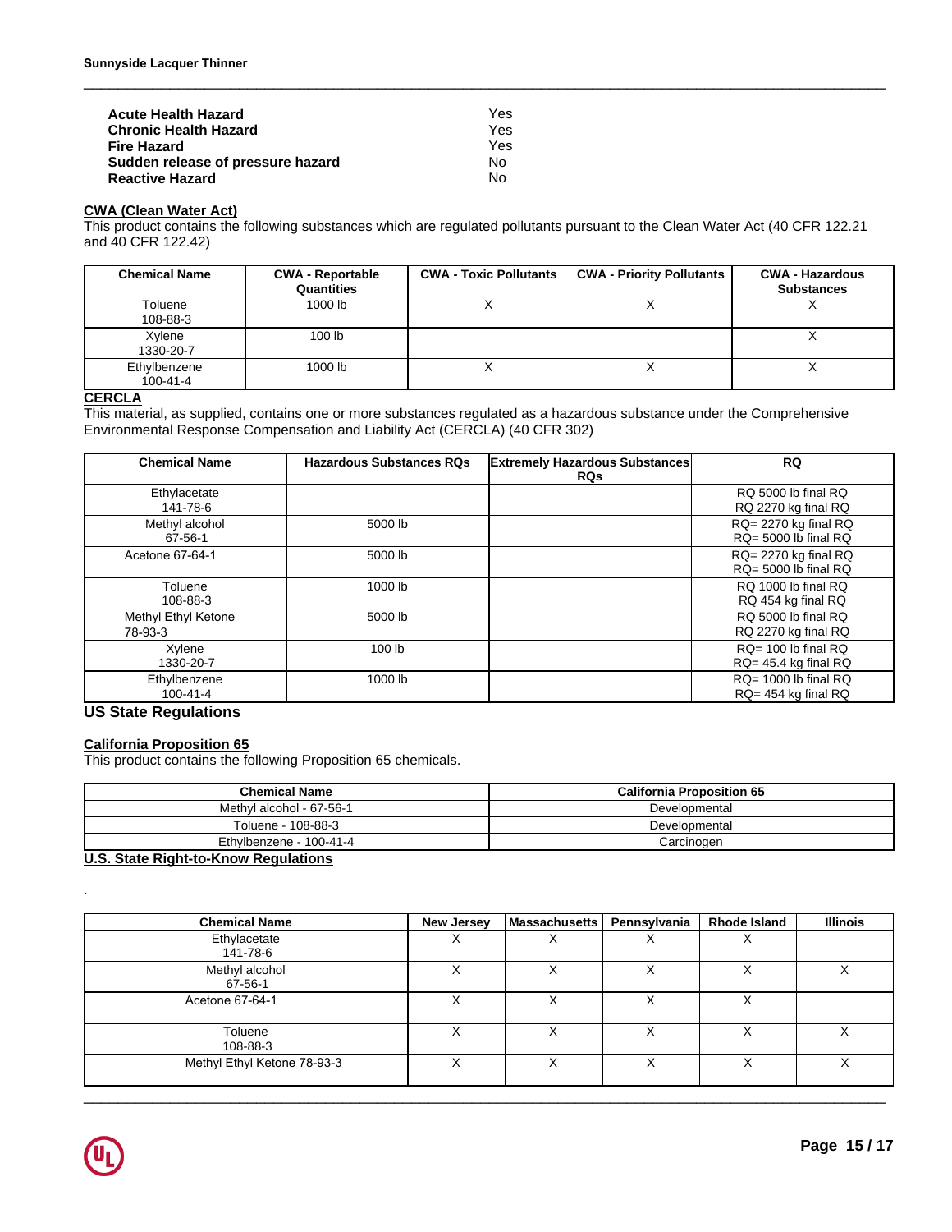| | |
|---|---|
| **Acute Health Hazard** | Yes |
| **Chronic Health Hazard** | Yes |
| **Fire Hazard** | Yes |
| **Sudden release of pressure hazard** | No |
| **Reactive Hazard** | No |

**CWA (Clean Water Act)**

This product contains the following substances which are regulated pollutants pursuant to the Clean Water Act (40 CFR 122.21 and 40 CFR 122.42)

| Chemical Name | CWA - Reportable Quantities | CWA - Toxic Pollutants | CWA - Priority Pollutants | CWA - Hazardous Substances |
|---|---|---|---|---|
| Toluene 108-88-3 | 1000 lb | X | X | X |
| Xylene 1330-20-7 | 100 lb | | | X |
| Ethylbenzene 100-41-4 | 1000 lb | X | X | X |

**CERCLA**

This material, as supplied, contains one or more substances regulated as a hazardous substance under the Comprehensive Environmental Response Compensation and Liability Act (CERCLA) (40 CFR 302)

| Chemical Name | Hazardous Substances RQs | Extremely Hazardous Substances RQs | RQ |
|---|---|---|---|
| Ethylacetate 141-78-6 | | | RQ 5000 lb final RQ<br>RQ 2270 kg final RQ |
| Methyl alcohol 67-56-1 | 5000 lb | | RQ= 2270 kg final RQ<br>RQ= 5000 lb final RQ |
| Acetone 67-64-1 | 5000 lb | | RQ= 2270 kg final RQ<br>RQ= 5000 lb final RQ |
| Toluene 108-88-3 | 1000 lb | | RQ 1000 lb final RQ<br>RQ 454 kg final RQ |
| Methyl Ethyl Ketone 78-93-3 | 5000 lb | | RQ 5000 lb final RQ<br>RQ 2270 kg final RQ |
| Xylene 1330-20-7 | 100 lb | | RQ= 100 lb final RQ<br>RQ= 45.4 kg final RQ |
| Ethylbenzene 100-41-4 | 1000 lb | | RQ= 1000 lb final RQ<br>RQ= 454 kg final RQ |

## US State Regulations

**California Proposition 65**

This product contains the following Proposition 65 chemicals.

| Chemical Name | California Proposition 65 |
|---|---|
| Methyl alcohol - 67-56-1 | Developmental |
| Toluene - 108-88-3 | Developmental |
| Ethylbenzene - 100-41-4 | Carcinogen |

**U.S. State Right-to-Know Regulations**

.

| Chemical Name | New Jersey | Massachusetts | Pennsylvania | Rhode Island | Illinois |
|---|---|---|---|---|---|
| Ethylacetate 141-78-6 | X | X | X | X | |
| Methyl alcohol 67-56-1 | X | X | X | X | X |
| Acetone 67-64-1 | X | X | X | X | |
| Toluene 108-88-3 | X | X | X | X | X |
| Methyl Ethyl Ketone 78-93-3 | X | X | X | X | X |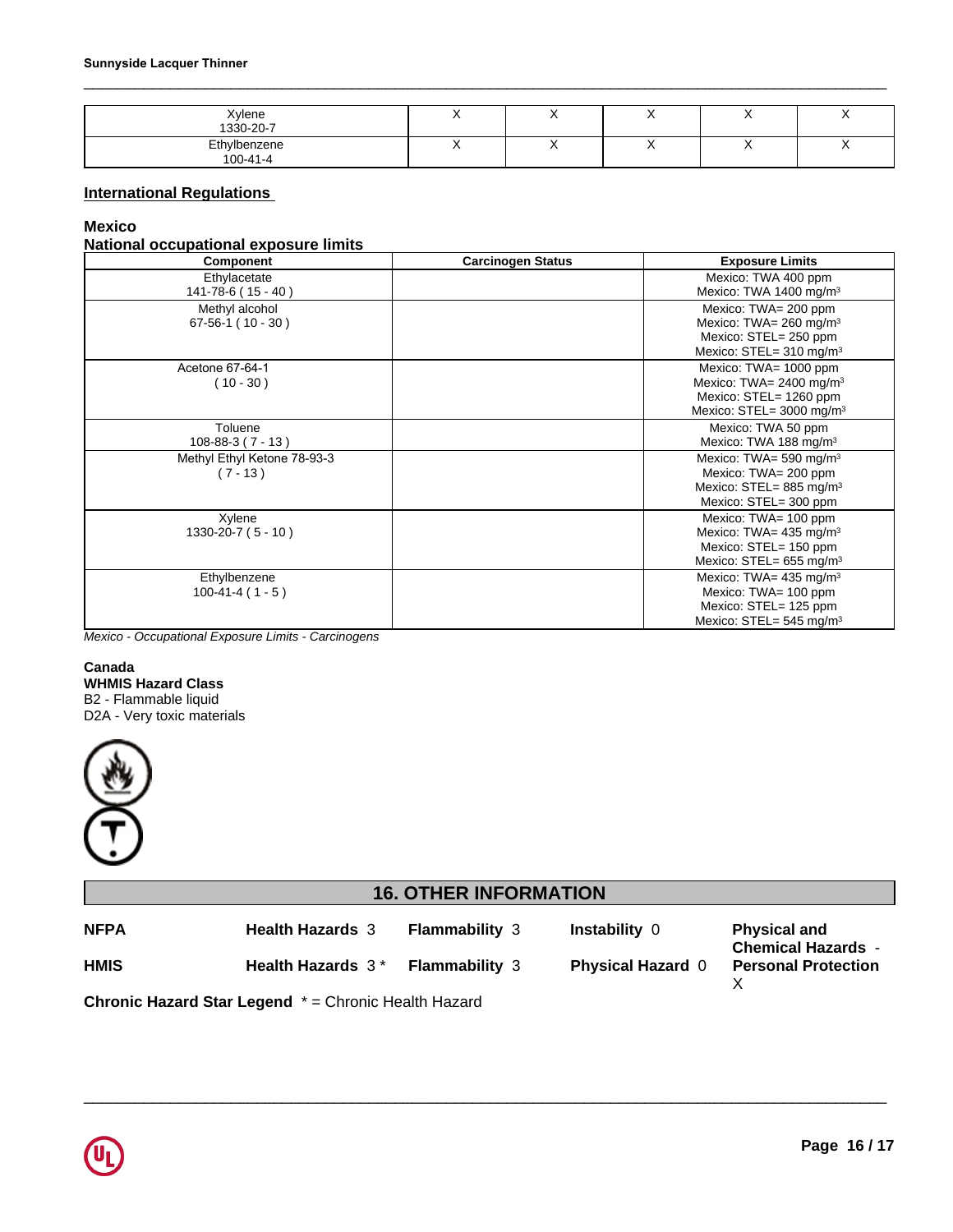| | | | | | |
|---|---|---|---|---|---|
| Xylene 1330-20-7 | X | X | X | X | X |
| Ethylbenzene 100-41-4 | X | X | X | X | X |

## International Regulations

### Mexico

### National occupational exposure limits

| Component | Carcinogen Status | Exposure Limits |
|---|---|---|
| Ethylacetate 141-78-6 ( 15 - 40 ) | | Mexico: TWA 400 ppm Mexico: TWA 1400 mg/m³ |
| Methyl alcohol 67-56-1 ( 10 - 30 ) | | Mexico: TWA= 200 ppm Mexico: TWA= 260 mg/m³ Mexico: STEL= 250 ppm Mexico: STEL= 310 mg/m³ |
| Acetone 67-64-1 ( 10 - 30 ) | | Mexico: TWA= 1000 ppm Mexico: TWA= 2400 mg/m³ Mexico: STEL= 1260 ppm Mexico: STEL= 3000 mg/m³ |
| Toluene 108-88-3 ( 7 - 13 ) | | Mexico: TWA 50 ppm Mexico: TWA 188 mg/m³ |
| Methyl Ethyl Ketone 78-93-3 ( 7 - 13 ) | | Mexico: TWA= 590 mg/m³ Mexico: TWA= 200 ppm Mexico: STEL= 885 mg/m³ Mexico: STEL= 300 ppm |
| Xylene 1330-20-7 ( 5 - 10 ) | | Mexico: TWA= 100 ppm Mexico: TWA= 435 mg/m³ Mexico: STEL= 150 ppm Mexico: STEL= 655 mg/m³ |
| Ethylbenzene 100-41-4 ( 1 - 5 ) | | Mexico: TWA= 435 mg/m³ Mexico: TWA= 100 ppm Mexico: STEL= 125 ppm Mexico: STEL= 545 mg/m³ |

*Mexico - Occupational Exposure Limits - Carcinogens*

**Canada**
**WHMIS Hazard Class**
B2 - Flammable liquid
D2A - Very toxic materials

## 16. OTHER INFORMATION

| | | | | |
|---|---|---|---|---|
| **NFPA** | **Health Hazards** 3 | **Flammability** 3 | **Instability** 0 | **Physical and Chemical Hazards** - |
| **HMIS** | **Health Hazards** 3 * | **Flammability** 3 | **Physical Hazard** 0 | **Personal Protection** X |

**Chronic Hazard Star Legend** * = Chronic Health Hazard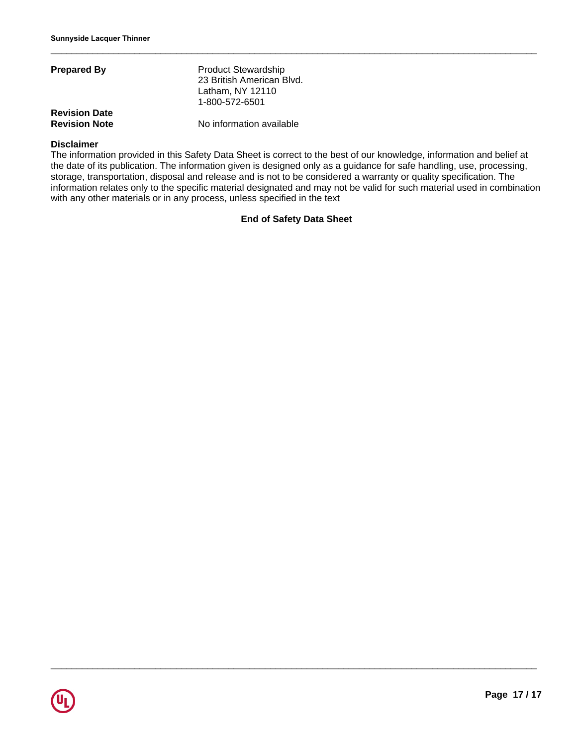| | |
|---|---|
| **Prepared By** | Product Stewardship<br>23 British American Blvd.<br>Latham, NY 12110<br>1-800-572-6501 |
| **Revision Date** | |
| **Revision Note** | No information available |

**Disclaimer**

The information provided in this Safety Data Sheet is correct to the best of our knowledge, information and belief at the date of its publication. The information given is designed only as a guidance for safe handling, use, processing, storage, transportation, disposal and release and is not to be considered a warranty or quality specification. The information relates only to the specific material designated and may not be valid for such material used in combination with any other materials or in any process, unless specified in the text

**End of Safety Data Sheet**